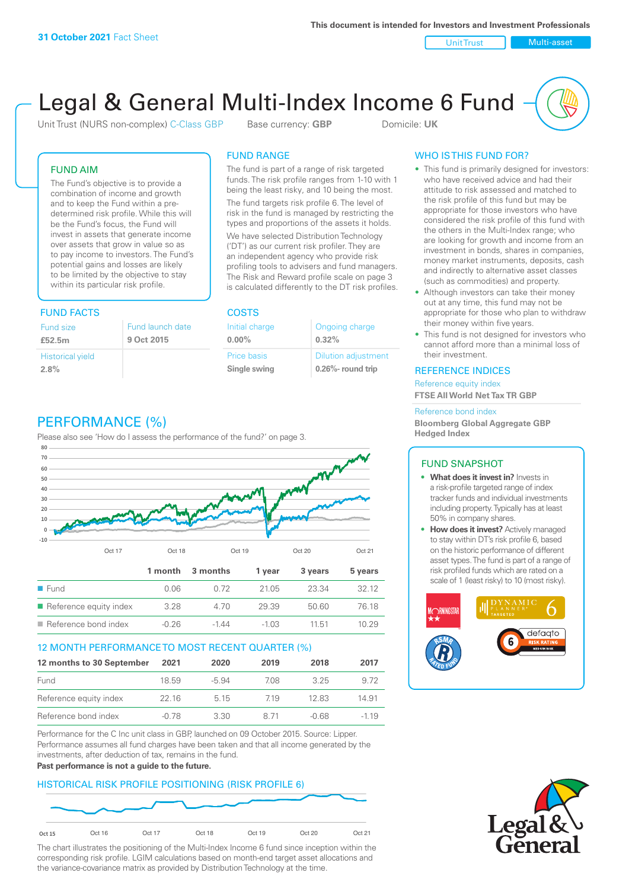31 October 2021 Fact Sheet

This document is intended for Investors and Investment Professionals

Unit Trust | Multi-asset

# Legal & General Multi-Index Income 6 Fund

Unit Trust (NURS non-complex) C-Class GBP    Base currency: **GBP**    Domicile: **UK**

## FUND AIM

The Fund's objective is to provide a combination of income and growth and to keep the Fund within a pre-determined risk profile. While this will be the Fund's focus, the Fund will invest in assets that generate income over assets that grow in value so as to pay income to investors. The Fund's potential gains and losses are likely to be limited by the objective to stay within its particular risk profile.

## FUND RANGE

The fund is part of a range of risk targeted funds. The risk profile ranges from 1-10 with 1 being the least risky, and 10 being the most.

The fund targets risk profile 6. The level of risk in the fund is managed by restricting the types and proportions of the assets it holds.

We have selected Distribution Technology ('DT') as our current risk profiler. They are an independent agency who provide risk profiling tools to advisers and fund managers. The Risk and Reward profile scale on page 3 is calculated differently to the DT risk profiles.

## WHO IS THIS FUND FOR?

- This fund is primarily designed for investors: who have received advice and had their attitude to risk assessed and matched to the risk profile of this fund but may be appropriate for those investors who have considered the risk profile of this fund with the others in the Multi-Index range; who are looking for growth and income from an investment in bonds, shares in companies, money market instruments, deposits, cash and indirectly to alternative asset classes (such as commodities) and property.
- Although investors can take their money out at any time, this fund may not be appropriate for those who plan to withdraw their money within five years.
- This fund is not designed for investors who cannot afford more than a minimal loss of their investment.

## FUND FACTS

| Fund size | Fund launch date |
|---|---|
| **£52.5m** | **9 Oct 2015** |
| Historical yield | |
| **2.8%** | |

## COSTS

| Initial charge | Ongoing charge |
|---|---|
| **0.00%** | **0.32%** |
| Price basis | Dilution adjustment |
| **Single swing** | **0.26%- round trip** |

## REFERENCE INDICES

Reference equity index
**FTSE All World Net Tax TR GBP**

Reference bond index
**Bloomberg Global Aggregate GBP Hedged Index**

## PERFORMANCE (%)

Please also see 'How do I assess the performance of the fund?' on page 3.

| | 1 month | 3 months | 1 year | 3 years | 5 years |
|---|---|---|---|---|---|
| Fund | 0.06 | 0.72 | 21.05 | 23.34 | 32.12 |
| Reference equity index | 3.28 | 4.70 | 29.39 | 50.60 | 76.18 |
| Reference bond index | -0.26 | -1.44 | -1.03 | 11.51 | 10.29 |

## 12 MONTH PERFORMANCE TO MOST RECENT QUARTER (%)

| 12 months to 30 September | 2021 | 2020 | 2019 | 2018 | 2017 |
|---|---|---|---|---|---|
| Fund | 18.59 | -5.94 | 7.08 | 3.25 | 9.72 |
| Reference equity index | 22.16 | 5.15 | 7.19 | 12.83 | 14.91 |
| Reference bond index | -0.78 | 3.30 | 8.71 | -0.68 | -1.19 |

Performance for the C Inc unit class in GBP, launched on 09 October 2015. Source: Lipper. Performance assumes all fund charges have been taken and that all income generated by the investments, after deduction of tax, remains in the fund.

**Past performance is not a guide to the future.**

## FUND SNAPSHOT

- **What does it invest in?** Invests in a risk-profile targeted range of index tracker funds and individual investments including property. Typically has at least 50% in company shares.
- **How does it invest?** Actively managed to stay within DT's risk profile 6, based on the historic performance of different asset types. The fund is part of a range of risk profiled funds which are rated on a scale of 1 (least risky) to 10 (most risky).

## HISTORICAL RISK PROFILE POSITIONING (RISK PROFILE 6)

The chart illustrates the positioning of the Multi-Index Income 6 fund since inception within the corresponding risk profile. LGIM calculations based on month-end target asset allocations and the variance-covariance matrix as provided by Distribution Technology at the time.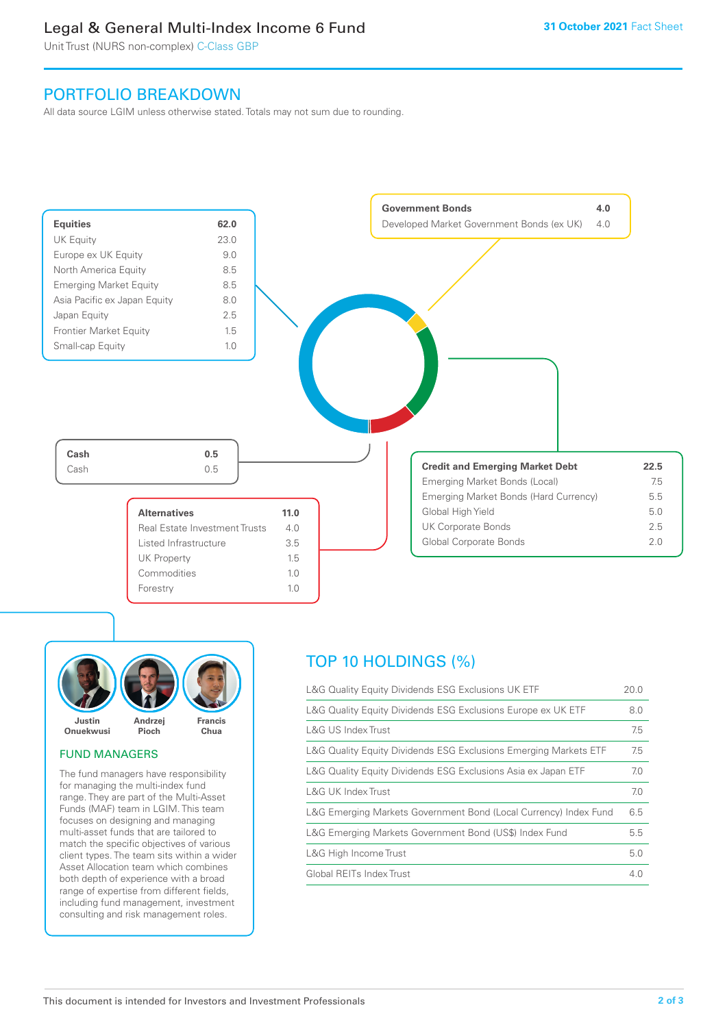# Legal & General Multi-Index Income 6 Fund

Unit Trust (NURS non-complex) C-Class GBP

31 October 2021 Fact Sheet

## PORTFOLIO BREAKDOWN

All data source LGIM unless otherwise stated. Totals may not sum due to rounding.

| Equities | 62.0 |
|---|---|
| UK Equity | 23.0 |
| Europe ex UK Equity | 9.0 |
| North America Equity | 8.5 |
| Emerging Market Equity | 8.5 |
| Asia Pacific ex Japan Equity | 8.0 |
| Japan Equity | 2.5 |
| Frontier Market Equity | 1.5 |
| Small-cap Equity | 1.0 |

| Government Bonds | 4.0 |
|---|---|
| Developed Market Government Bonds (ex UK) | 4.0 |

| Cash | 0.5 |
|---|---|
| Cash | 0.5 |

| Credit and Emerging Market Debt | 22.5 |
|---|---|
| Emerging Market Bonds (Local) | 7.5 |
| Emerging Market Bonds (Hard Currency) | 5.5 |
| Global High Yield | 5.0 |
| UK Corporate Bonds | 2.5 |
| Global Corporate Bonds | 2.0 |

| Alternatives | 11.0 |
|---|---|
| Real Estate Investment Trusts | 4.0 |
| Listed Infrastructure | 3.5 |
| UK Property | 1.5 |
| Commodities | 1.0 |
| Forestry | 1.0 |

Justin Onuekwusi, Andrzej Pioch, Francis Chua

## FUND MANAGERS

The fund managers have responsibility for managing the multi-index fund range. They are part of the Multi-Asset Funds (MAF) team in LGIM. This team focuses on designing and managing multi-asset funds that are tailored to match the specific objectives of various client types. The team sits within a wider Asset Allocation team which combines both depth of experience with a broad range of expertise from different fields, including fund management, investment consulting and risk management roles.

## TOP 10 HOLDINGS (%)

| Holding | % |
|---|---|
| L&G Quality Equity Dividends ESG Exclusions UK ETF | 20.0 |
| L&G Quality Equity Dividends ESG Exclusions Europe ex UK ETF | 8.0 |
| L&G US Index Trust | 7.5 |
| L&G Quality Equity Dividends ESG Exclusions Emerging Markets ETF | 7.5 |
| L&G Quality Equity Dividends ESG Exclusions Asia ex Japan ETF | 7.0 |
| L&G UK Index Trust | 7.0 |
| L&G Emerging Markets Government Bond (Local Currency) Index Fund | 6.5 |
| L&G Emerging Markets Government Bond (US$) Index Fund | 5.5 |
| L&G High Income Trust | 5.0 |
| Global REITs Index Trust | 4.0 |

This document is intended for Investors and Investment Professionals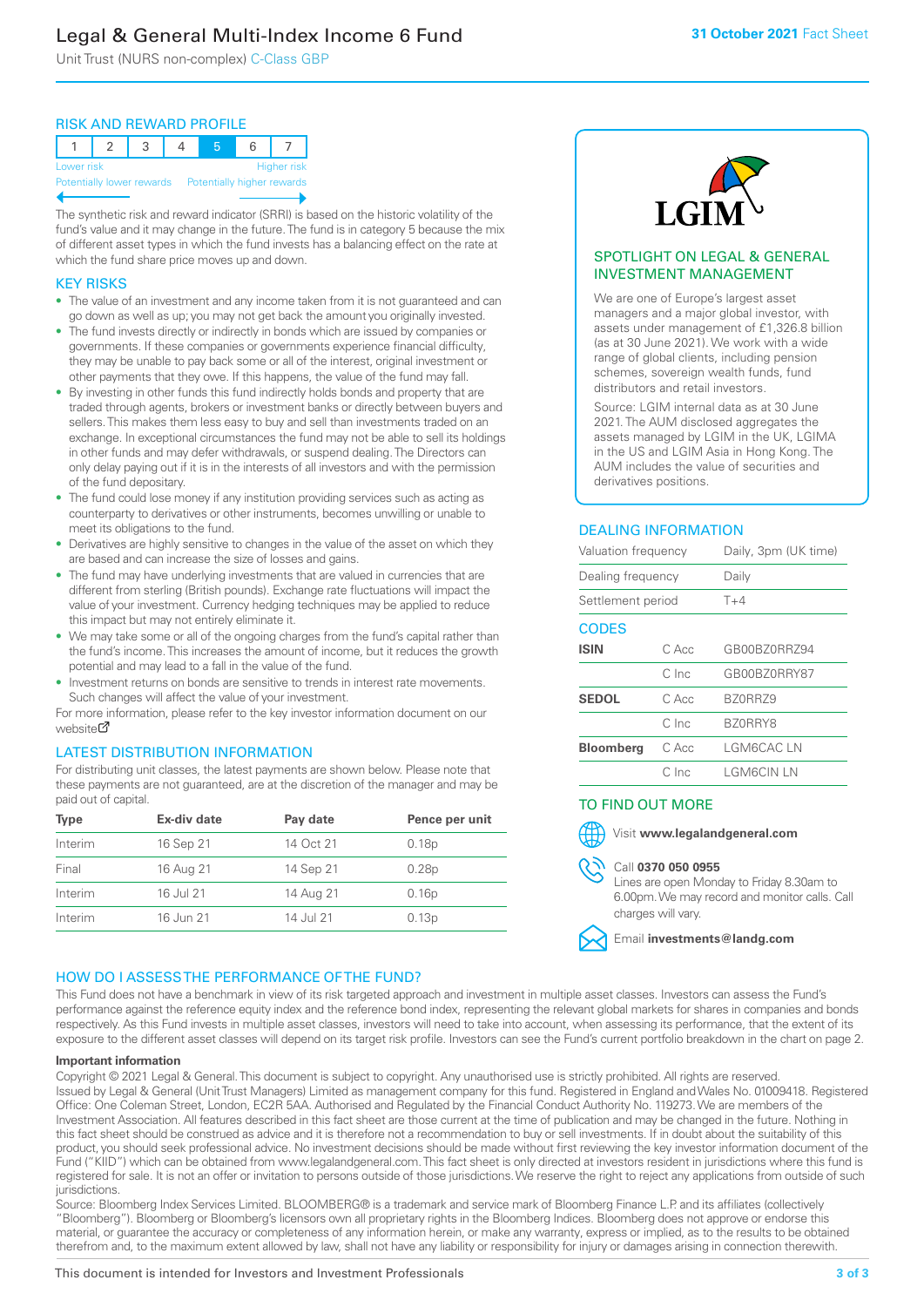# Legal & General Multi-Index Income 6 Fund

Unit Trust (NURS non-complex) C-Class GBP

31 October 2021 Fact Sheet

## RISK AND REWARD PROFILE

| 1 | 2 | 3 | 4 | 5 | 6 | 7 |
|---|---|---|---|---|---|---|

Lower risk — Higher risk

Potentially lower rewards — Potentially higher rewards

The synthetic risk and reward indicator (SRRI) is based on the historic volatility of the fund's value and it may change in the future. The fund is in category 5 because the mix of different asset types in which the fund invests has a balancing effect on the rate at which the fund share price moves up and down.

## KEY RISKS

- The value of an investment and any income taken from it is not guaranteed and can go down as well as up; you may not get back the amount you originally invested.
- The fund invests directly or indirectly in bonds which are issued by companies or governments. If these companies or governments experience financial difficulty, they may be unable to pay back some or all of the interest, original investment or other payments that they owe. If this happens, the value of the fund may fall.
- By investing in other funds this fund indirectly holds bonds and property that are traded through agents, brokers or investment banks or directly between buyers and sellers. This makes them less easy to buy and sell than investments traded on an exchange. In exceptional circumstances the fund may not be able to sell its holdings in other funds and may defer withdrawals, or suspend dealing. The Directors can only delay paying out if it is in the interests of all investors and with the permission of the fund depositary.
- The fund could lose money if any institution providing services such as acting as counterparty to derivatives or other instruments, becomes unwilling or unable to meet its obligations to the fund.
- Derivatives are highly sensitive to changes in the value of the asset on which they are based and can increase the size of losses and gains.
- The fund may have underlying investments that are valued in currencies that are different from sterling (British pounds). Exchange rate fluctuations will impact the value of your investment. Currency hedging techniques may be applied to reduce this impact but may not entirely eliminate it.
- We may take some or all of the ongoing charges from the fund's capital rather than the fund's income. This increases the amount of income, but it reduces the growth potential and may lead to a fall in the value of the fund.
- Investment returns on bonds are sensitive to trends in interest rate movements. Such changes will affect the value of your investment.

For more information, please refer to the key investor information document on our website

## LATEST DISTRIBUTION INFORMATION

For distributing unit classes, the latest payments are shown below. Please note that these payments are not guaranteed, are at the discretion of the manager and may be paid out of capital.

| Type | Ex-div date | Pay date | Pence per unit |
|---|---|---|---|
| Interim | 16 Sep 21 | 14 Oct 21 | 0.18p |
| Final | 16 Aug 21 | 14 Sep 21 | 0.28p |
| Interim | 16 Jul 21 | 14 Aug 21 | 0.16p |
| Interim | 16 Jun 21 | 14 Jul 21 | 0.13p |

## SPOTLIGHT ON LEGAL & GENERAL INVESTMENT MANAGEMENT

We are one of Europe's largest asset managers and a major global investor, with assets under management of £1,326.8 billion (as at 30 June 2021). We work with a wide range of global clients, including pension schemes, sovereign wealth funds, fund distributors and retail investors.

Source: LGIM internal data as at 30 June 2021. The AUM disclosed aggregates the assets managed by LGIM in the UK, LGIMA in the US and LGIM Asia in Hong Kong. The AUM includes the value of securities and derivatives positions.

## DEALING INFORMATION

| | |
|---|---|
| Valuation frequency | Daily, 3pm (UK time) |
| Dealing frequency | Daily |
| Settlement period | T+4 |

## CODES

| | | |
|---|---|---|
| **ISIN** | C Acc | GB00BZ0RRZ94 |
| | C Inc | GB00BZ0RRY87 |
| **SEDOL** | C Acc | BZ0RRZ9 |
| | C Inc | BZ0RRY8 |
| **Bloomberg** | C Acc | LGM6CAC LN |
| | C Inc | LGM6CIN LN |

## TO FIND OUT MORE

Visit **www.legalandgeneral.com**

Call **0370 050 0955**
Lines are open Monday to Friday 8.30am to 6.00pm. We may record and monitor calls. Call charges will vary.

Email **investments@landg.com**

## HOW DO I ASSESS THE PERFORMANCE OF THE FUND?

This Fund does not have a benchmark in view of its risk targeted approach and investment in multiple asset classes. Investors can assess the Fund's performance against the reference equity index and the reference bond index, representing the relevant global markets for shares in companies and bonds respectively. As this Fund invests in multiple asset classes, investors will need to take into account, when assessing its performance, that the extent of its exposure to the different asset classes will depend on its target risk profile. Investors can see the Fund's current portfolio breakdown in the chart on page 2.

**Important information**

Copyright © 2021 Legal & General. This document is subject to copyright. Any unauthorised use is strictly prohibited. All rights are reserved.
Issued by Legal & General (Unit Trust Managers) Limited as management company for this fund. Registered in England and Wales No. 01009418. Registered Office: One Coleman Street, London, EC2R 5AA. Authorised and Regulated by the Financial Conduct Authority No. 119273. We are members of the Investment Association. All features described in this fact sheet are those current at the time of publication and may be changed in the future. Nothing in this fact sheet should be construed as advice and it is therefore not a recommendation to buy or sell investments. If in doubt about the suitability of this product, you should seek professional advice. No investment decisions should be made without first reviewing the key investor information document of the Fund ("KIID") which can be obtained from www.legalandgeneral.com. This fact sheet is only directed at investors resident in jurisdictions where this fund is registered for sale. It is not an offer or invitation to persons outside of those jurisdictions. We reserve the right to reject any applications from outside of such jurisdictions.
Source: Bloomberg Index Services Limited. BLOOMBERG® is a trademark and service mark of Bloomberg Finance L.P. and its affiliates (collectively "Bloomberg"). Bloomberg or Bloomberg's licensors own all proprietary rights in the Bloomberg Indices. Bloomberg does not approve or endorse this material, or guarantee the accuracy or completeness of any information herein, or make any warranty, express or implied, as to the results to be obtained therefrom and, to the maximum extent allowed by law, shall not have any liability or responsibility for injury or damages arising in connection therewith.

This document is intended for Investors and Investment Professionals